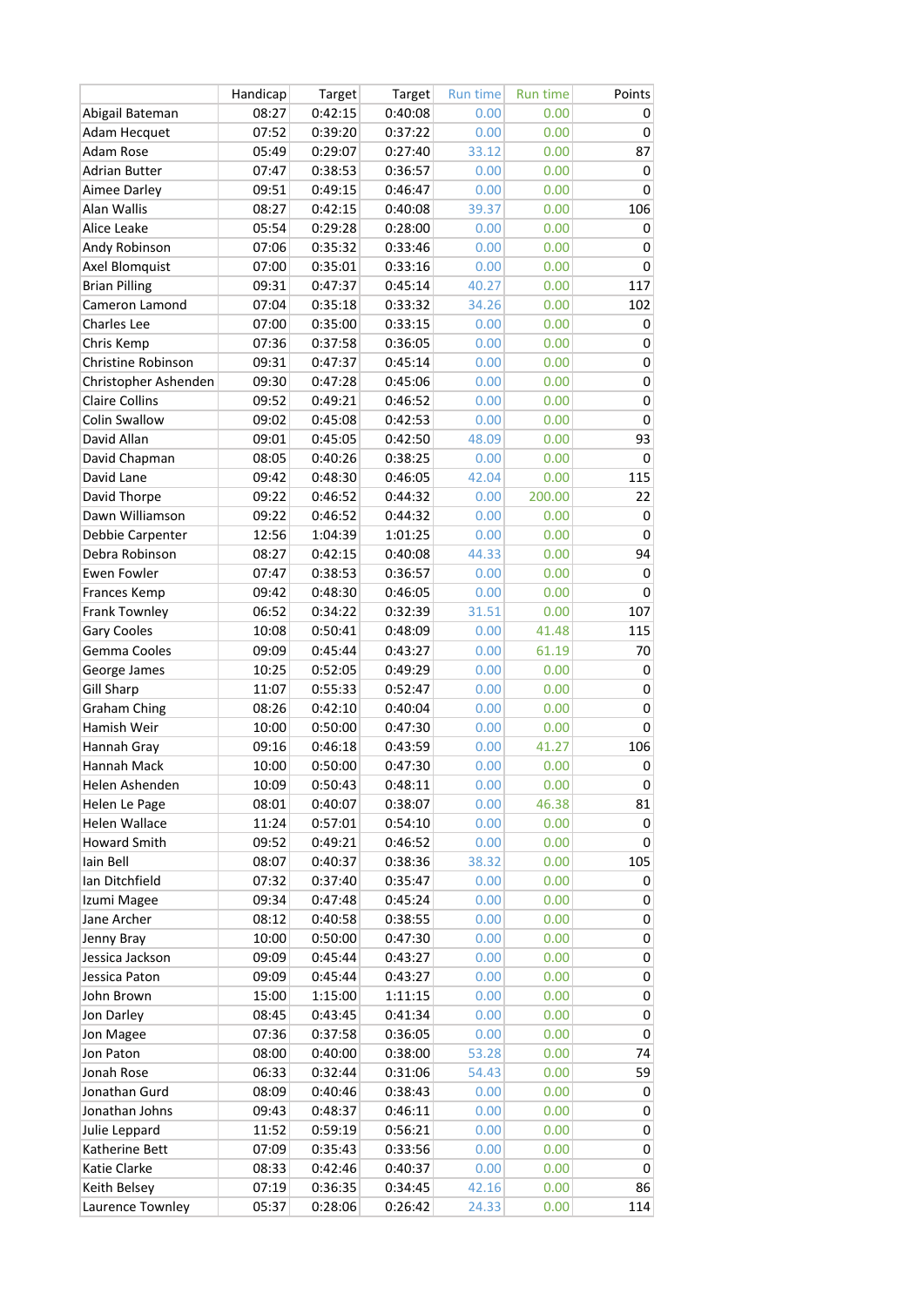| | Handicap | Target | Target | Run time | Run time | Points |
|---|---|---|---|---|---|---|
| Abigail Bateman | 08:27 | 0:42:15 | 0:40:08 | 0.00 | 0.00 | 0 |
| Adam Hecquet | 07:52 | 0:39:20 | 0:37:22 | 0.00 | 0.00 | 0 |
| Adam Rose | 05:49 | 0:29:07 | 0:27:40 | 33.12 | 0.00 | 87 |
| Adrian Butter | 07:47 | 0:38:53 | 0:36:57 | 0.00 | 0.00 | 0 |
| Aimee Darley | 09:51 | 0:49:15 | 0:46:47 | 0.00 | 0.00 | 0 |
| Alan Wallis | 08:27 | 0:42:15 | 0:40:08 | 39.37 | 0.00 | 106 |
| Alice Leake | 05:54 | 0:29:28 | 0:28:00 | 0.00 | 0.00 | 0 |
| Andy Robinson | 07:06 | 0:35:32 | 0:33:46 | 0.00 | 0.00 | 0 |
| Axel Blomquist | 07:00 | 0:35:01 | 0:33:16 | 0.00 | 0.00 | 0 |
| Brian Pilling | 09:31 | 0:47:37 | 0:45:14 | 40.27 | 0.00 | 117 |
| Cameron Lamond | 07:04 | 0:35:18 | 0:33:32 | 34.26 | 0.00 | 102 |
| Charles Lee | 07:00 | 0:35:00 | 0:33:15 | 0.00 | 0.00 | 0 |
| Chris Kemp | 07:36 | 0:37:58 | 0:36:05 | 0.00 | 0.00 | 0 |
| Christine Robinson | 09:31 | 0:47:37 | 0:45:14 | 0.00 | 0.00 | 0 |
| Christopher Ashenden | 09:30 | 0:47:28 | 0:45:06 | 0.00 | 0.00 | 0 |
| Claire Collins | 09:52 | 0:49:21 | 0:46:52 | 0.00 | 0.00 | 0 |
| Colin Swallow | 09:02 | 0:45:08 | 0:42:53 | 0.00 | 0.00 | 0 |
| David Allan | 09:01 | 0:45:05 | 0:42:50 | 48.09 | 0.00 | 93 |
| David Chapman | 08:05 | 0:40:26 | 0:38:25 | 0.00 | 0.00 | 0 |
| David Lane | 09:42 | 0:48:30 | 0:46:05 | 42.04 | 0.00 | 115 |
| David Thorpe | 09:22 | 0:46:52 | 0:44:32 | 0.00 | 200.00 | 22 |
| Dawn Williamson | 09:22 | 0:46:52 | 0:44:32 | 0.00 | 0.00 | 0 |
| Debbie Carpenter | 12:56 | 1:04:39 | 1:01:25 | 0.00 | 0.00 | 0 |
| Debra Robinson | 08:27 | 0:42:15 | 0:40:08 | 44.33 | 0.00 | 94 |
| Ewen Fowler | 07:47 | 0:38:53 | 0:36:57 | 0.00 | 0.00 | 0 |
| Frances Kemp | 09:42 | 0:48:30 | 0:46:05 | 0.00 | 0.00 | 0 |
| Frank Townley | 06:52 | 0:34:22 | 0:32:39 | 31.51 | 0.00 | 107 |
| Gary Cooles | 10:08 | 0:50:41 | 0:48:09 | 0.00 | 41.48 | 115 |
| Gemma Cooles | 09:09 | 0:45:44 | 0:43:27 | 0.00 | 61.19 | 70 |
| George James | 10:25 | 0:52:05 | 0:49:29 | 0.00 | 0.00 | 0 |
| Gill Sharp | 11:07 | 0:55:33 | 0:52:47 | 0.00 | 0.00 | 0 |
| Graham Ching | 08:26 | 0:42:10 | 0:40:04 | 0.00 | 0.00 | 0 |
| Hamish Weir | 10:00 | 0:50:00 | 0:47:30 | 0.00 | 0.00 | 0 |
| Hannah Gray | 09:16 | 0:46:18 | 0:43:59 | 0.00 | 41.27 | 106 |
| Hannah Mack | 10:00 | 0:50:00 | 0:47:30 | 0.00 | 0.00 | 0 |
| Helen Ashenden | 10:09 | 0:50:43 | 0:48:11 | 0.00 | 0.00 | 0 |
| Helen Le Page | 08:01 | 0:40:07 | 0:38:07 | 0.00 | 46.38 | 81 |
| Helen Wallace | 11:24 | 0:57:01 | 0:54:10 | 0.00 | 0.00 | 0 |
| Howard Smith | 09:52 | 0:49:21 | 0:46:52 | 0.00 | 0.00 | 0 |
| Iain Bell | 08:07 | 0:40:37 | 0:38:36 | 38.32 | 0.00 | 105 |
| Ian Ditchfield | 07:32 | 0:37:40 | 0:35:47 | 0.00 | 0.00 | 0 |
| Izumi Magee | 09:34 | 0:47:48 | 0:45:24 | 0.00 | 0.00 | 0 |
| Jane Archer | 08:12 | 0:40:58 | 0:38:55 | 0.00 | 0.00 | 0 |
| Jenny Bray | 10:00 | 0:50:00 | 0:47:30 | 0.00 | 0.00 | 0 |
| Jessica Jackson | 09:09 | 0:45:44 | 0:43:27 | 0.00 | 0.00 | 0 |
| Jessica Paton | 09:09 | 0:45:44 | 0:43:27 | 0.00 | 0.00 | 0 |
| John Brown | 15:00 | 1:15:00 | 1:11:15 | 0.00 | 0.00 | 0 |
| Jon Darley | 08:45 | 0:43:45 | 0:41:34 | 0.00 | 0.00 | 0 |
| Jon Magee | 07:36 | 0:37:58 | 0:36:05 | 0.00 | 0.00 | 0 |
| Jon Paton | 08:00 | 0:40:00 | 0:38:00 | 53.28 | 0.00 | 74 |
| Jonah Rose | 06:33 | 0:32:44 | 0:31:06 | 54.43 | 0.00 | 59 |
| Jonathan Gurd | 08:09 | 0:40:46 | 0:38:43 | 0.00 | 0.00 | 0 |
| Jonathan Johns | 09:43 | 0:48:37 | 0:46:11 | 0.00 | 0.00 | 0 |
| Julie Leppard | 11:52 | 0:59:19 | 0:56:21 | 0.00 | 0.00 | 0 |
| Katherine Bett | 07:09 | 0:35:43 | 0:33:56 | 0.00 | 0.00 | 0 |
| Katie Clarke | 08:33 | 0:42:46 | 0:40:37 | 0.00 | 0.00 | 0 |
| Keith Belsey | 07:19 | 0:36:35 | 0:34:45 | 42.16 | 0.00 | 86 |
| Laurence Townley | 05:37 | 0:28:06 | 0:26:42 | 24.33 | 0.00 | 114 |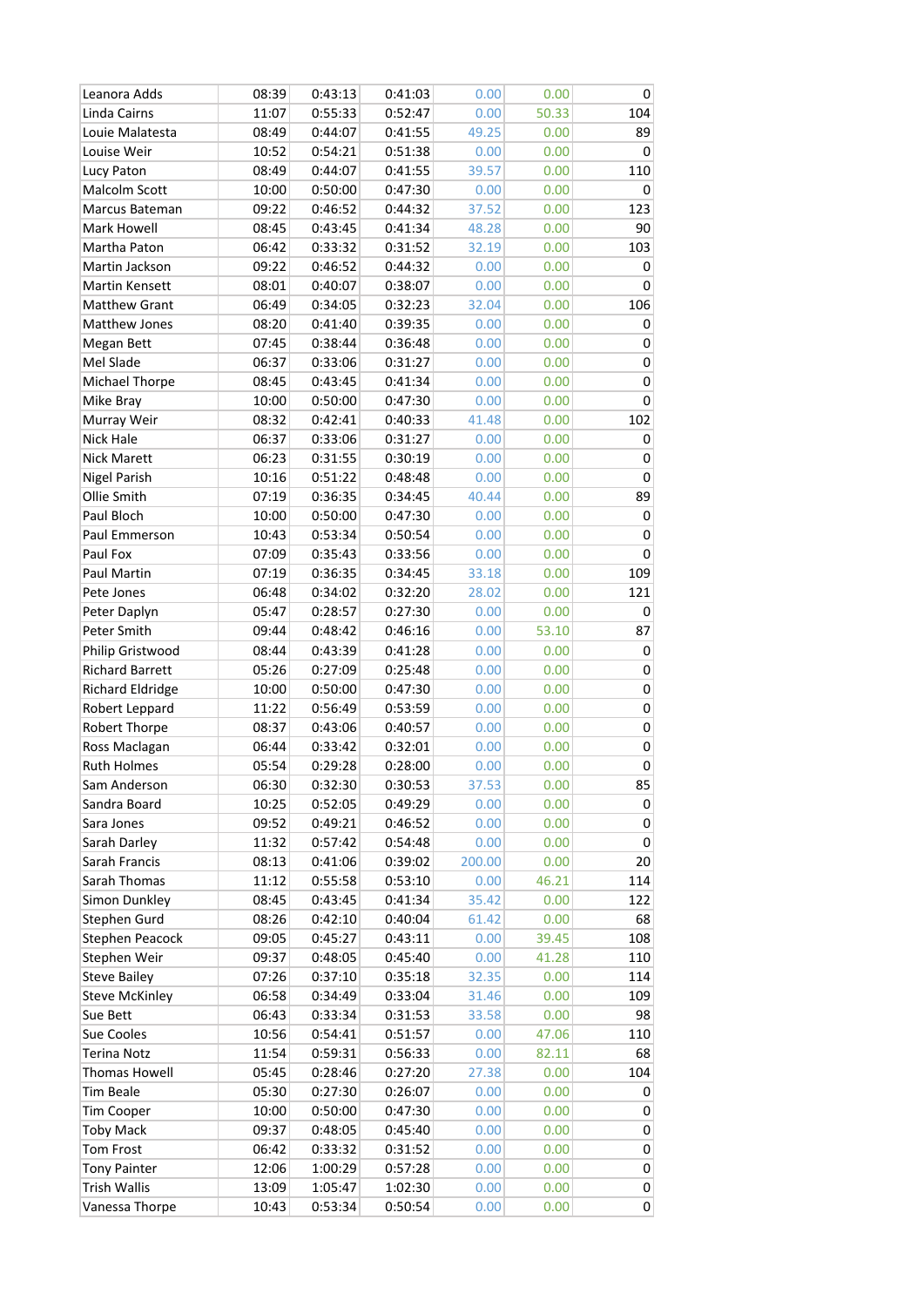| | | | | | | |
|---|---|---|---|---|---|---|
| Leanora Adds | 08:39 | 0:43:13 | 0:41:03 | 0.00 | 0.00 | 0 |
| Linda Cairns | 11:07 | 0:55:33 | 0:52:47 | 0.00 | 50.33 | 104 |
| Louie Malatesta | 08:49 | 0:44:07 | 0:41:55 | 49.25 | 0.00 | 89 |
| Louise Weir | 10:52 | 0:54:21 | 0:51:38 | 0.00 | 0.00 | 0 |
| Lucy Paton | 08:49 | 0:44:07 | 0:41:55 | 39.57 | 0.00 | 110 |
| Malcolm Scott | 10:00 | 0:50:00 | 0:47:30 | 0.00 | 0.00 | 0 |
| Marcus Bateman | 09:22 | 0:46:52 | 0:44:32 | 37.52 | 0.00 | 123 |
| Mark Howell | 08:45 | 0:43:45 | 0:41:34 | 48.28 | 0.00 | 90 |
| Martha Paton | 06:42 | 0:33:32 | 0:31:52 | 32.19 | 0.00 | 103 |
| Martin Jackson | 09:22 | 0:46:52 | 0:44:32 | 0.00 | 0.00 | 0 |
| Martin Kensett | 08:01 | 0:40:07 | 0:38:07 | 0.00 | 0.00 | 0 |
| Matthew Grant | 06:49 | 0:34:05 | 0:32:23 | 32.04 | 0.00 | 106 |
| Matthew Jones | 08:20 | 0:41:40 | 0:39:35 | 0.00 | 0.00 | 0 |
| Megan Bett | 07:45 | 0:38:44 | 0:36:48 | 0.00 | 0.00 | 0 |
| Mel Slade | 06:37 | 0:33:06 | 0:31:27 | 0.00 | 0.00 | 0 |
| Michael Thorpe | 08:45 | 0:43:45 | 0:41:34 | 0.00 | 0.00 | 0 |
| Mike Bray | 10:00 | 0:50:00 | 0:47:30 | 0.00 | 0.00 | 0 |
| Murray Weir | 08:32 | 0:42:41 | 0:40:33 | 41.48 | 0.00 | 102 |
| Nick Hale | 06:37 | 0:33:06 | 0:31:27 | 0.00 | 0.00 | 0 |
| Nick Marett | 06:23 | 0:31:55 | 0:30:19 | 0.00 | 0.00 | 0 |
| Nigel Parish | 10:16 | 0:51:22 | 0:48:48 | 0.00 | 0.00 | 0 |
| Ollie Smith | 07:19 | 0:36:35 | 0:34:45 | 40.44 | 0.00 | 89 |
| Paul Bloch | 10:00 | 0:50:00 | 0:47:30 | 0.00 | 0.00 | 0 |
| Paul Emmerson | 10:43 | 0:53:34 | 0:50:54 | 0.00 | 0.00 | 0 |
| Paul Fox | 07:09 | 0:35:43 | 0:33:56 | 0.00 | 0.00 | 0 |
| Paul Martin | 07:19 | 0:36:35 | 0:34:45 | 33.18 | 0.00 | 109 |
| Pete Jones | 06:48 | 0:34:02 | 0:32:20 | 28.02 | 0.00 | 121 |
| Peter Daplyn | 05:47 | 0:28:57 | 0:27:30 | 0.00 | 0.00 | 0 |
| Peter Smith | 09:44 | 0:48:42 | 0:46:16 | 0.00 | 53.10 | 87 |
| Philip Gristwood | 08:44 | 0:43:39 | 0:41:28 | 0.00 | 0.00 | 0 |
| Richard Barrett | 05:26 | 0:27:09 | 0:25:48 | 0.00 | 0.00 | 0 |
| Richard Eldridge | 10:00 | 0:50:00 | 0:47:30 | 0.00 | 0.00 | 0 |
| Robert Leppard | 11:22 | 0:56:49 | 0:53:59 | 0.00 | 0.00 | 0 |
| Robert Thorpe | 08:37 | 0:43:06 | 0:40:57 | 0.00 | 0.00 | 0 |
| Ross Maclagan | 06:44 | 0:33:42 | 0:32:01 | 0.00 | 0.00 | 0 |
| Ruth Holmes | 05:54 | 0:29:28 | 0:28:00 | 0.00 | 0.00 | 0 |
| Sam Anderson | 06:30 | 0:32:30 | 0:30:53 | 37.53 | 0.00 | 85 |
| Sandra Board | 10:25 | 0:52:05 | 0:49:29 | 0.00 | 0.00 | 0 |
| Sara Jones | 09:52 | 0:49:21 | 0:46:52 | 0.00 | 0.00 | 0 |
| Sarah Darley | 11:32 | 0:57:42 | 0:54:48 | 0.00 | 0.00 | 0 |
| Sarah Francis | 08:13 | 0:41:06 | 0:39:02 | 200.00 | 0.00 | 20 |
| Sarah Thomas | 11:12 | 0:55:58 | 0:53:10 | 0.00 | 46.21 | 114 |
| Simon Dunkley | 08:45 | 0:43:45 | 0:41:34 | 35.42 | 0.00 | 122 |
| Stephen Gurd | 08:26 | 0:42:10 | 0:40:04 | 61.42 | 0.00 | 68 |
| Stephen Peacock | 09:05 | 0:45:27 | 0:43:11 | 0.00 | 39.45 | 108 |
| Stephen Weir | 09:37 | 0:48:05 | 0:45:40 | 0.00 | 41.28 | 110 |
| Steve Bailey | 07:26 | 0:37:10 | 0:35:18 | 32.35 | 0.00 | 114 |
| Steve McKinley | 06:58 | 0:34:49 | 0:33:04 | 31.46 | 0.00 | 109 |
| Sue Bett | 06:43 | 0:33:34 | 0:31:53 | 33.58 | 0.00 | 98 |
| Sue Cooles | 10:56 | 0:54:41 | 0:51:57 | 0.00 | 47.06 | 110 |
| Terina Notz | 11:54 | 0:59:31 | 0:56:33 | 0.00 | 82.11 | 68 |
| Thomas Howell | 05:45 | 0:28:46 | 0:27:20 | 27.38 | 0.00 | 104 |
| Tim Beale | 05:30 | 0:27:30 | 0:26:07 | 0.00 | 0.00 | 0 |
| Tim Cooper | 10:00 | 0:50:00 | 0:47:30 | 0.00 | 0.00 | 0 |
| Toby Mack | 09:37 | 0:48:05 | 0:45:40 | 0.00 | 0.00 | 0 |
| Tom Frost | 06:42 | 0:33:32 | 0:31:52 | 0.00 | 0.00 | 0 |
| Tony Painter | 12:06 | 1:00:29 | 0:57:28 | 0.00 | 0.00 | 0 |
| Trish Wallis | 13:09 | 1:05:47 | 1:02:30 | 0.00 | 0.00 | 0 |
| Vanessa Thorpe | 10:43 | 0:53:34 | 0:50:54 | 0.00 | 0.00 | 0 |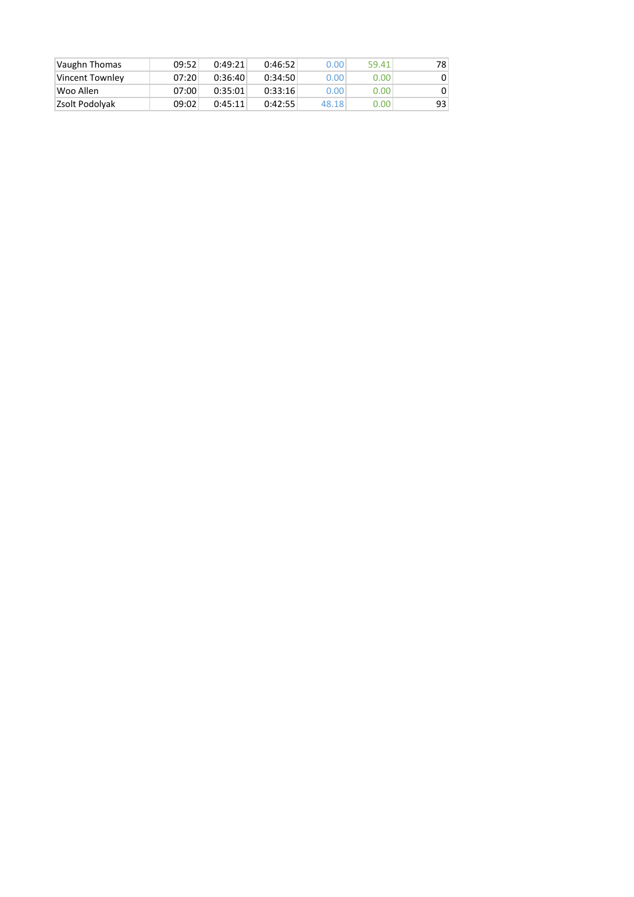| | | | | | | |
|---|---|---|---|---|---|---|
| Vaughn Thomas | 09:52 | 0:49:21 | 0:46:52 | 0.00 | 59.41 | 78 |
| Vincent Townley | 07:20 | 0:36:40 | 0:34:50 | 0.00 | 0.00 | 0 |
| Woo Allen | 07:00 | 0:35:01 | 0:33:16 | 0.00 | 0.00 | 0 |
| Zsolt Podolyak | 09:02 | 0:45:11 | 0:42:55 | 48.18 | 0.00 | 93 |